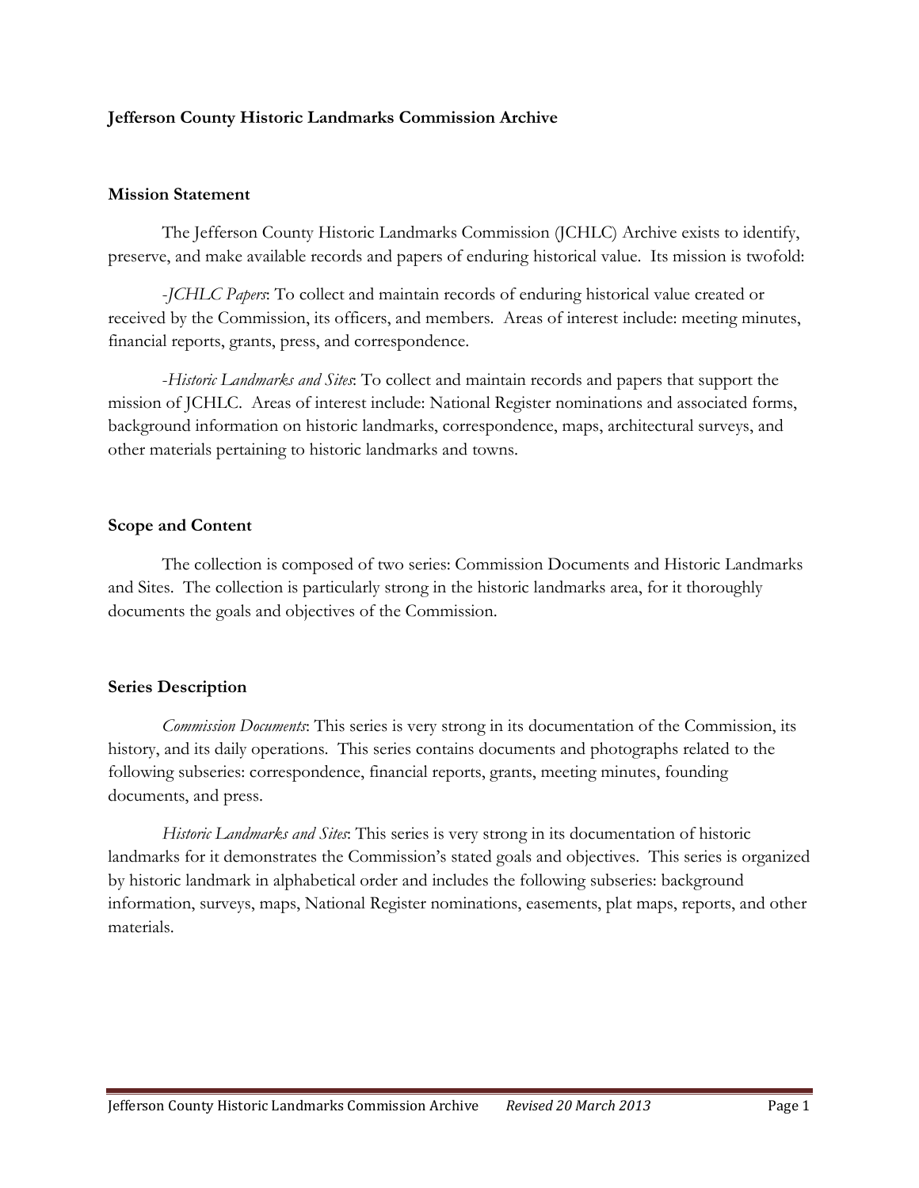**Jefferson County Historic Landmarks Commission Archive**

**Mission Statement**

The Jefferson County Historic Landmarks Commission (JCHLC) Archive exists to identify, preserve, and make available records and papers of enduring historical value. Its mission is twofold:

-*JCHLC Papers*: To collect and maintain records of enduring historical value created or received by the Commission, its officers, and members. Areas of interest include: meeting minutes, financial reports, grants, press, and correspondence.

-*Historic Landmarks and Sites*: To collect and maintain records and papers that support the mission of JCHLC. Areas of interest include: National Register nominations and associated forms, background information on historic landmarks, correspondence, maps, architectural surveys, and other materials pertaining to historic landmarks and towns.

**Scope and Content**

The collection is composed of two series: Commission Documents and Historic Landmarks and Sites. The collection is particularly strong in the historic landmarks area, for it thoroughly documents the goals and objectives of the Commission.

**Series Description**

*Commission Documents*: This series is very strong in its documentation of the Commission, its history, and its daily operations. This series contains documents and photographs related to the following subseries: correspondence, financial reports, grants, meeting minutes, founding documents, and press.

*Historic Landmarks and Sites*: This series is very strong in its documentation of historic landmarks for it demonstrates the Commission's stated goals and objectives. This series is organized by historic landmark in alphabetical order and includes the following subseries: background information, surveys, maps, National Register nominations, easements, plat maps, reports, and other materials.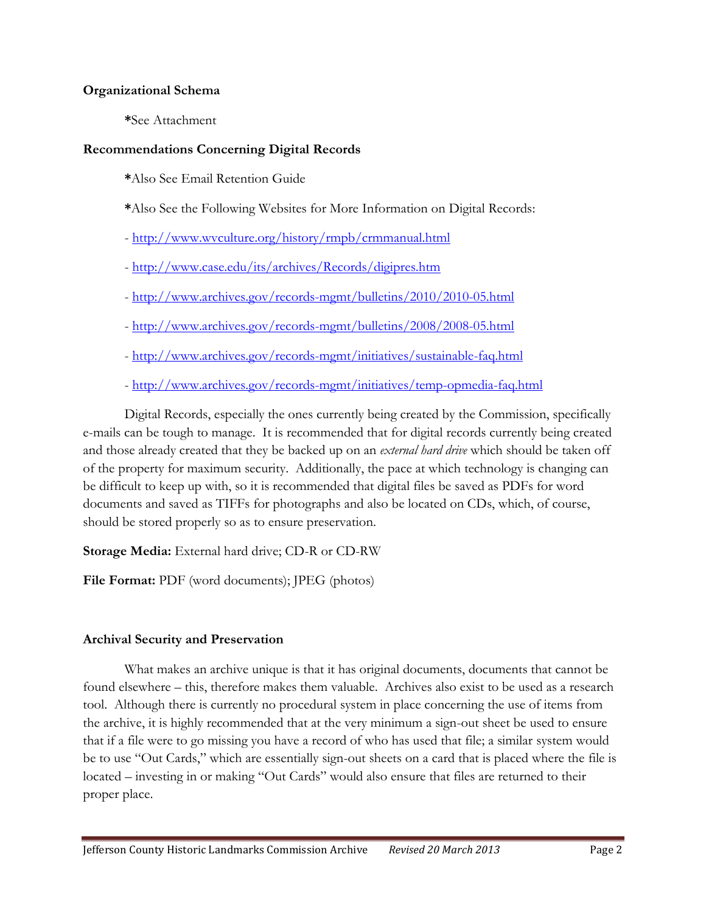**Organizational Schema**

*See Attachment

**Recommendations Concerning Digital Records**

*Also See Email Retention Guide

*Also See the Following Websites for More Information on Digital Records:

- http://www.wvculture.org/history/rmpb/crmmanual.html
- http://www.case.edu/its/archives/Records/digipres.htm
- http://www.archives.gov/records-mgmt/bulletins/2010/2010-05.html
- http://www.archives.gov/records-mgmt/bulletins/2008/2008-05.html
- http://www.archives.gov/records-mgmt/initiatives/sustainable-faq.html
- http://www.archives.gov/records-mgmt/initiatives/temp-opmedia-faq.html

Digital Records, especially the ones currently being created by the Commission, specifically e-mails can be tough to manage. It is recommended that for digital records currently being created and those already created that they be backed up on an *external hard drive* which should be taken off of the property for maximum security. Additionally, the pace at which technology is changing can be difficult to keep up with, so it is recommended that digital files be saved as PDFs for word documents and saved as TIFFs for photographs and also be located on CDs, which, of course, should be stored properly so as to ensure preservation.

**Storage Media:** External hard drive; CD-R or CD-RW

**File Format:** PDF (word documents); JPEG (photos)

**Archival Security and Preservation**

What makes an archive unique is that it has original documents, documents that cannot be found elsewhere – this, therefore makes them valuable. Archives also exist to be used as a research tool. Although there is currently no procedural system in place concerning the use of items from the archive, it is highly recommended that at the very minimum a sign-out sheet be used to ensure that if a file were to go missing you have a record of who has used that file; a similar system would be to use "Out Cards," which are essentially sign-out sheets on a card that is placed where the file is located – investing in or making "Out Cards" would also ensure that files are returned to their proper place.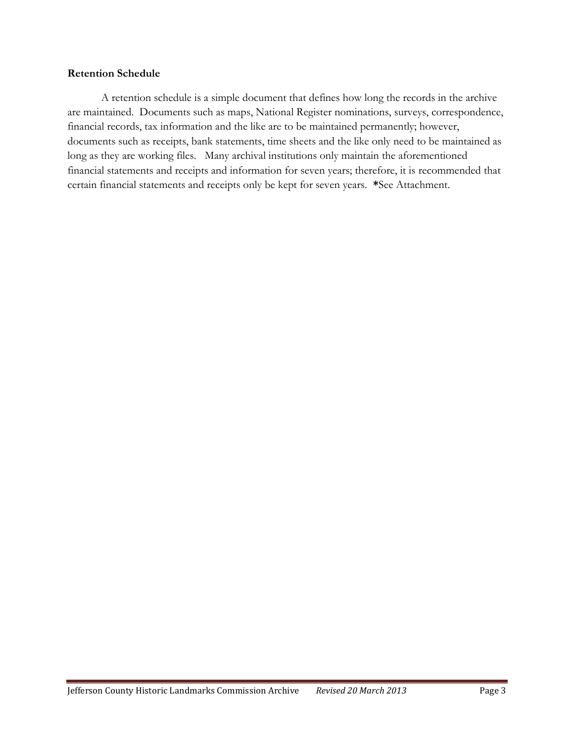**Retention Schedule**

A retention schedule is a simple document that defines how long the records in the archive are maintained. Documents such as maps, National Register nominations, surveys, correspondence, financial records, tax information and the like are to be maintained permanently; however, documents such as receipts, bank statements, time sheets and the like only need to be maintained as long as they are working files. Many archival institutions only maintain the aforementioned financial statements and receipts and information for seven years; therefore, it is recommended that certain financial statements and receipts only be kept for seven years. **\***See Attachment.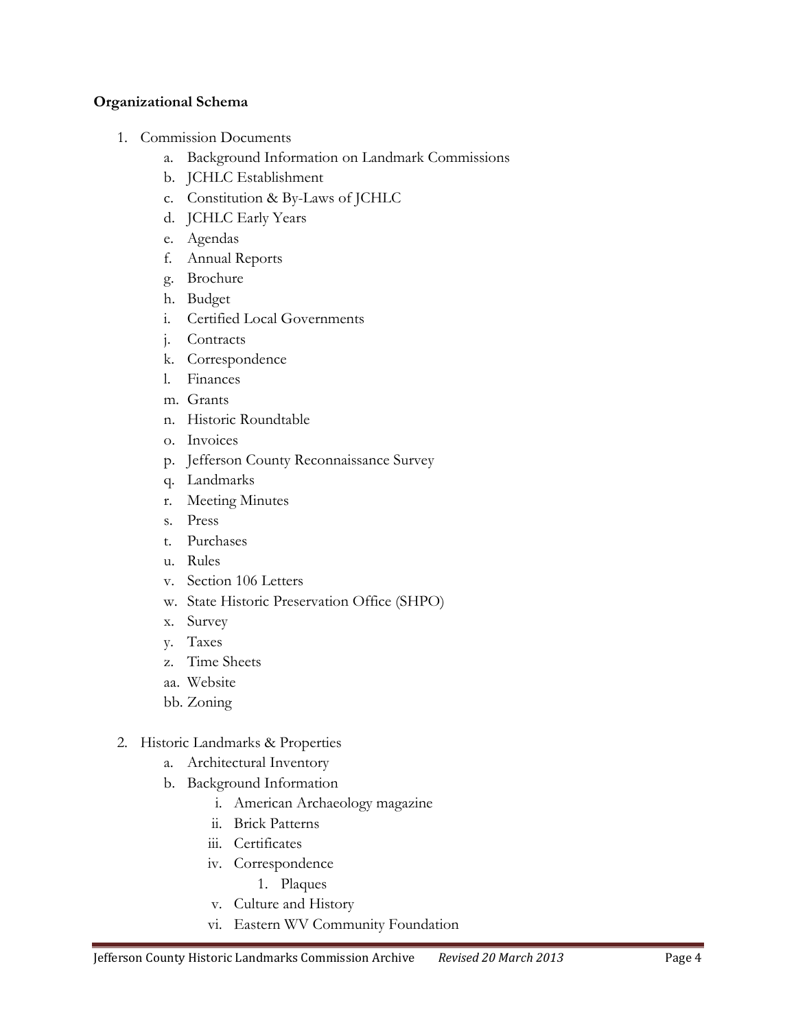**Organizational Schema**

1. Commission Documents
    a. Background Information on Landmark Commissions
    b. JCHLC Establishment
    c. Constitution & By-Laws of JCHLC
    d. JCHLC Early Years
    e. Agendas
    f. Annual Reports
    g. Brochure
    h. Budget
    i. Certified Local Governments
    j. Contracts
    k. Correspondence
    l. Finances
    m. Grants
    n. Historic Roundtable
    o. Invoices
    p. Jefferson County Reconnaissance Survey
    q. Landmarks
    r. Meeting Minutes
    s. Press
    t. Purchases
    u. Rules
    v. Section 106 Letters
    w. State Historic Preservation Office (SHPO)
    x. Survey
    y. Taxes
    z. Time Sheets
    aa. Website
    bb. Zoning

2. Historic Landmarks & Properties
    a. Architectural Inventory
    b. Background Information
        i. American Archaeology magazine
        ii. Brick Patterns
        iii. Certificates
        iv. Correspondence
            1. Plaques
        v. Culture and History
        vi. Eastern WV Community Foundation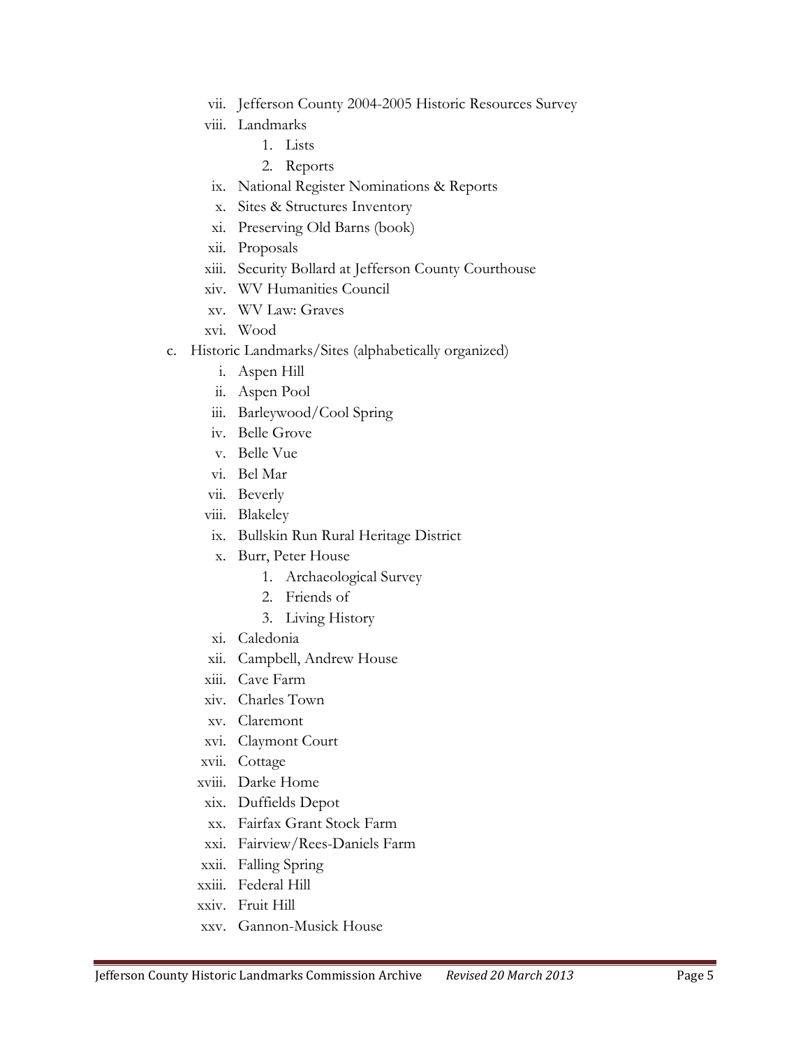- vii. Jefferson County 2004-2005 Historic Resources Survey
- viii. Landmarks
    1. Lists
    2. Reports
- ix. National Register Nominations & Reports
- x. Sites & Structures Inventory
- xi. Preserving Old Barns (book)
- xii. Proposals
- xiii. Security Bollard at Jefferson County Courthouse
- xiv. WV Humanities Council
- xv. WV Law: Graves
- xvi. Wood

c. Historic Landmarks/Sites (alphabetically organized)

- i. Aspen Hill
- ii. Aspen Pool
- iii. Barleywood/Cool Spring
- iv. Belle Grove
- v. Belle Vue
- vi. Bel Mar
- vii. Beverly
- viii. Blakeley
- ix. Bullskin Run Rural Heritage District
- x. Burr, Peter House
    1. Archaeological Survey
    2. Friends of
    3. Living History
- xi. Caledonia
- xii. Campbell, Andrew House
- xiii. Cave Farm
- xiv. Charles Town
- xv. Claremont
- xvi. Claymont Court
- xvii. Cottage
- xviii. Darke Home
- xix. Duffields Depot
- xx. Fairfax Grant Stock Farm
- xxi. Fairview/Rees-Daniels Farm
- xxii. Falling Spring
- xxiii. Federal Hill
- xxiv. Fruit Hill
- xxv. Gannon-Musick House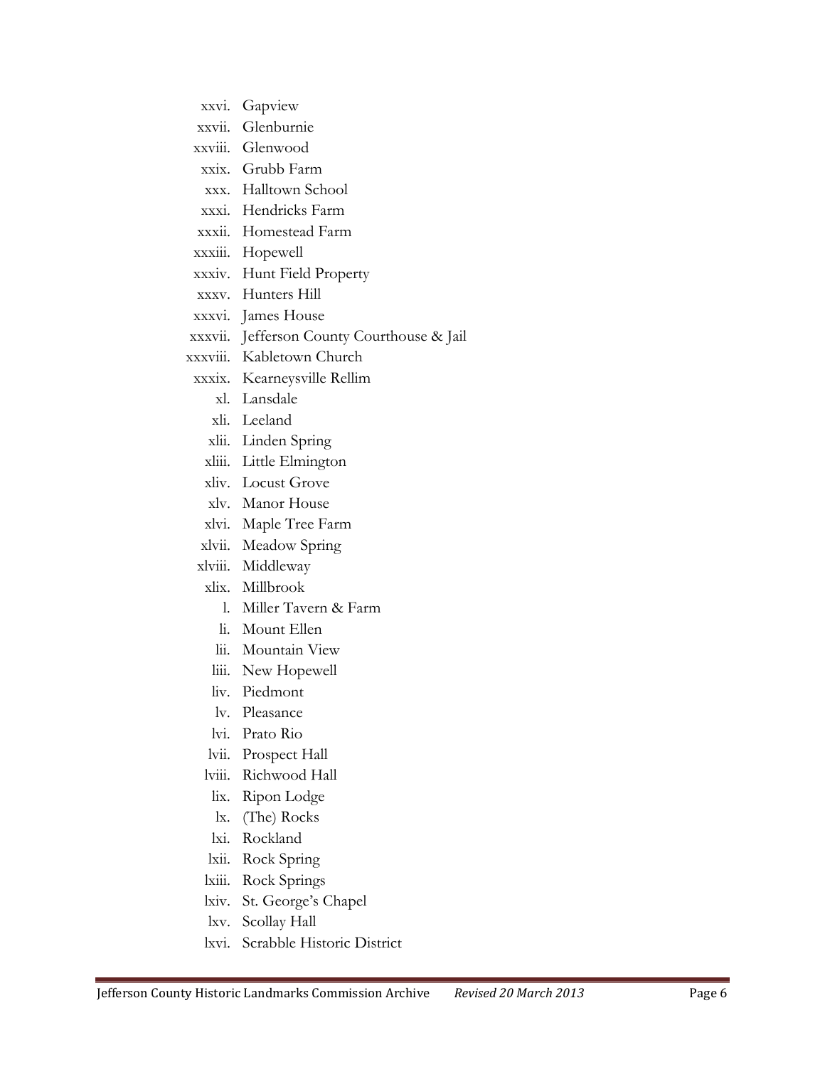xxvi. Gapview
xxvii. Glenburnie
xxviii. Glenwood
xxix. Grubb Farm
xxx. Halltown School
xxxi. Hendricks Farm
xxxii. Homestead Farm
xxxiii. Hopewell
xxxiv. Hunt Field Property
xxxv. Hunters Hill
xxxvi. James House
xxxvii. Jefferson County Courthouse & Jail
xxxviii. Kabletown Church
xxxix. Kearneysville Rellim
xl. Lansdale
xli. Leeland
xlii. Linden Spring
xliii. Little Elmington
xliv. Locust Grove
xlv. Manor House
xlvi. Maple Tree Farm
xlvii. Meadow Spring
xlviii. Middleway
xlix. Millbrook
l. Miller Tavern & Farm
li. Mount Ellen
lii. Mountain View
liii. New Hopewell
liv. Piedmont
lv. Pleasance
lvi. Prato Rio
lvii. Prospect Hall
lviii. Richwood Hall
lix. Ripon Lodge
lx. (The) Rocks
lxi. Rockland
lxii. Rock Spring
lxiii. Rock Springs
lxiv. St. George's Chapel
lxv. Scollay Hall
lxvi. Scrabble Historic District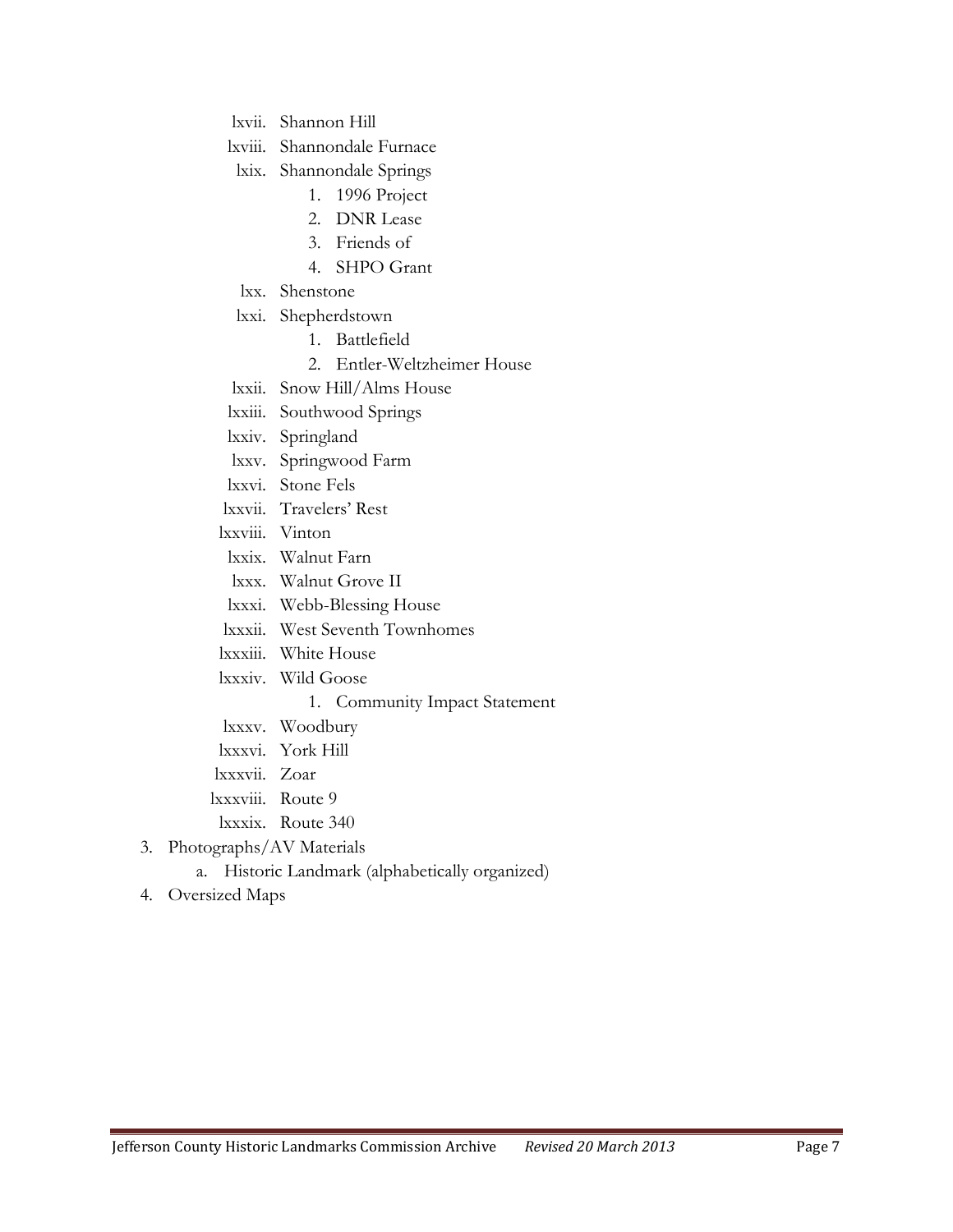lxvii. Shannon Hill

lxviii. Shannondale Furnace

lxix. Shannondale Springs

1. 1996 Project
2. DNR Lease
3. Friends of
4. SHPO Grant

lxx. Shenstone

lxxi. Shepherdstown

1. Battlefield
2. Entler-Weltzheimer House

lxxii. Snow Hill/Alms House

lxxiii. Southwood Springs

lxxiv. Springland

lxxv. Springwood Farm

lxxvi. Stone Fels

lxxvii. Travelers' Rest

lxxviii. Vinton

lxxix. Walnut Farn

lxxx. Walnut Grove II

lxxxi. Webb-Blessing House

lxxxii. West Seventh Townhomes

lxxxiii. White House

lxxxiv. Wild Goose

1. Community Impact Statement

lxxxv. Woodbury

lxxxvi. York Hill

lxxxvii. Zoar

lxxxviii. Route 9

lxxxix. Route 340

3. Photographs/AV Materials
   a. Historic Landmark (alphabetically organized)
4. Oversized Maps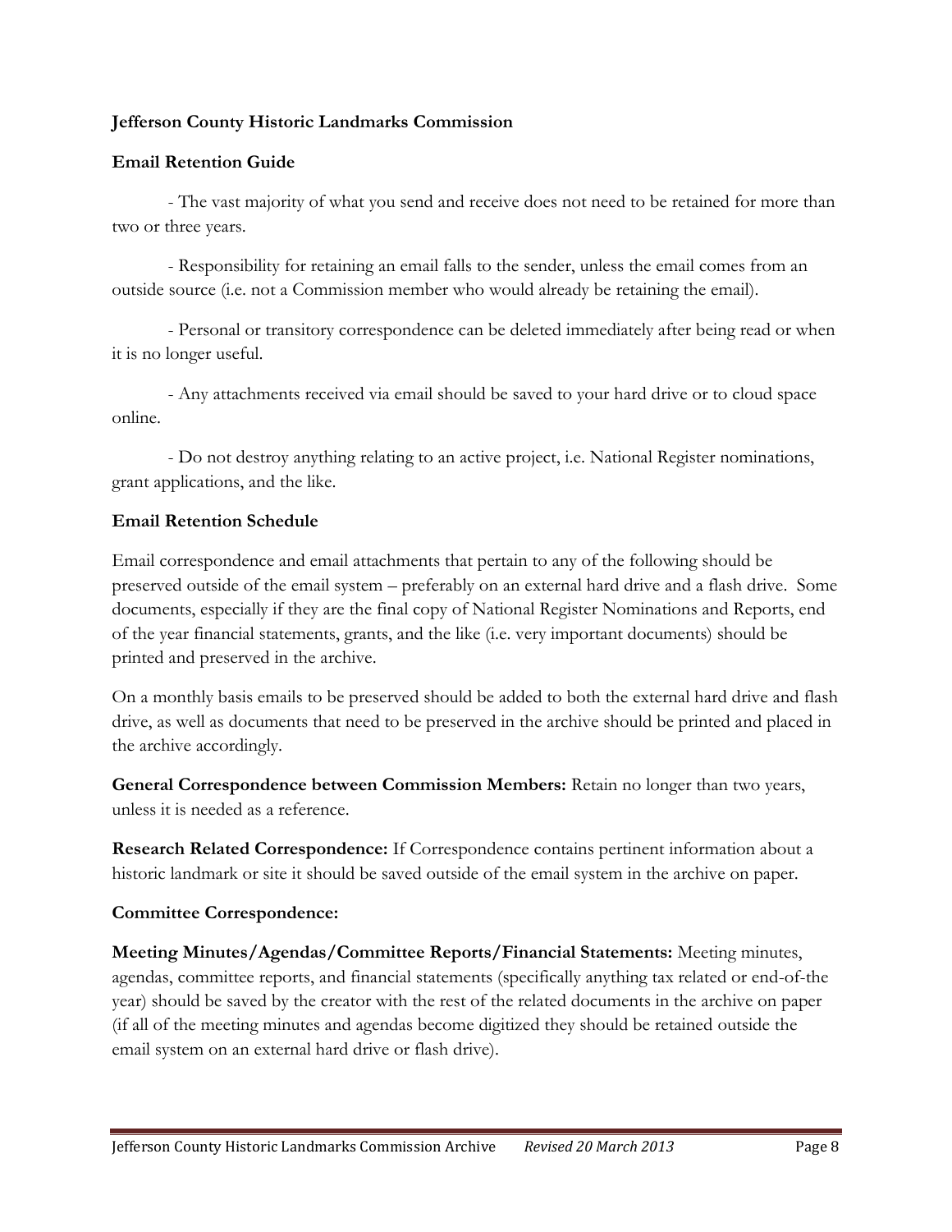**Jefferson County Historic Landmarks Commission**

**Email Retention Guide**

- The vast majority of what you send and receive does not need to be retained for more than two or three years.

- Responsibility for retaining an email falls to the sender, unless the email comes from an outside source (i.e. not a Commission member who would already be retaining the email).

- Personal or transitory correspondence can be deleted immediately after being read or when it is no longer useful.

- Any attachments received via email should be saved to your hard drive or to cloud space online.

- Do not destroy anything relating to an active project, i.e. National Register nominations, grant applications, and the like.

**Email Retention Schedule**

Email correspondence and email attachments that pertain to any of the following should be preserved outside of the email system – preferably on an external hard drive and a flash drive. Some documents, especially if they are the final copy of National Register Nominations and Reports, end of the year financial statements, grants, and the like (i.e. very important documents) should be printed and preserved in the archive.

On a monthly basis emails to be preserved should be added to both the external hard drive and flash drive, as well as documents that need to be preserved in the archive should be printed and placed in the archive accordingly.

**General Correspondence between Commission Members:** Retain no longer than two years, unless it is needed as a reference.

**Research Related Correspondence:** If Correspondence contains pertinent information about a historic landmark or site it should be saved outside of the email system in the archive on paper.

**Committee Correspondence:**

**Meeting Minutes/Agendas/Committee Reports/Financial Statements:** Meeting minutes, agendas, committee reports, and financial statements (specifically anything tax related or end-of-the year) should be saved by the creator with the rest of the related documents in the archive on paper (if all of the meeting minutes and agendas become digitized they should be retained outside the email system on an external hard drive or flash drive).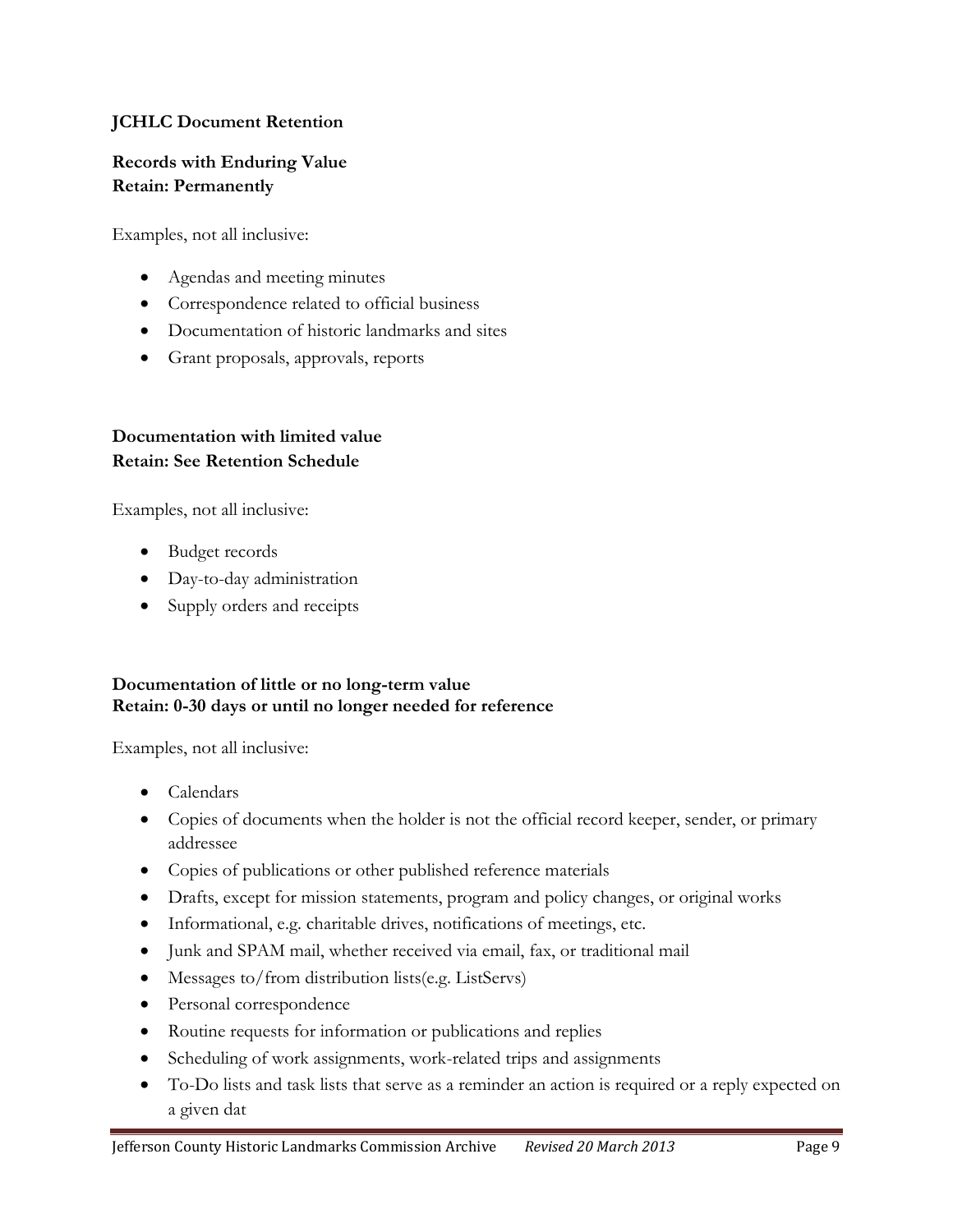**JCHLC Document Retention**

**Records with Enduring Value**
**Retain: Permanently**

Examples, not all inclusive:

- Agendas and meeting minutes
- Correspondence related to official business
- Documentation of historic landmarks and sites
- Grant proposals, approvals, reports

**Documentation with limited value**
**Retain: See Retention Schedule**

Examples, not all inclusive:

- Budget records
- Day-to-day administration
- Supply orders and receipts

**Documentation of little or no long-term value**
**Retain: 0-30 days or until no longer needed for reference**

Examples, not all inclusive:

- Calendars
- Copies of documents when the holder is not the official record keeper, sender, or primary addressee
- Copies of publications or other published reference materials
- Drafts, except for mission statements, program and policy changes, or original works
- Informational, e.g. charitable drives, notifications of meetings, etc.
- Junk and SPAM mail, whether received via email, fax, or traditional mail
- Messages to/from distribution lists(e.g. ListServs)
- Personal correspondence
- Routine requests for information or publications and replies
- Scheduling of work assignments, work-related trips and assignments
- To-Do lists and task lists that serve as a reminder an action is required or a reply expected on a given dat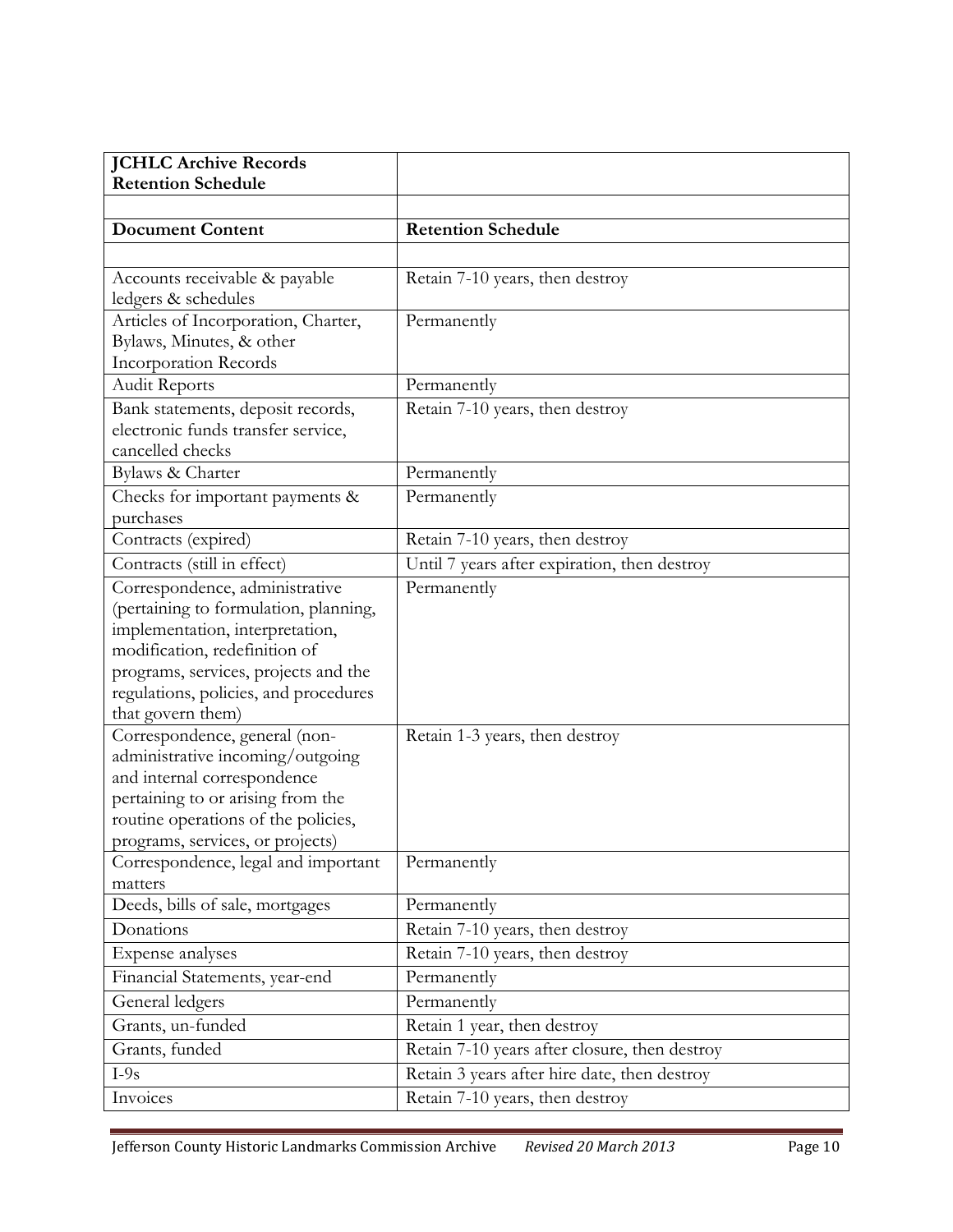| **JCHLC Archive Records Retention Schedule** | |
|---|---|
| | |
| **Document Content** | **Retention Schedule** |
| | |
| Accounts receivable & payable ledgers & schedules | Retain 7-10 years, then destroy |
| Articles of Incorporation, Charter, Bylaws, Minutes, & other Incorporation Records | Permanently |
| Audit Reports | Permanently |
| Bank statements, deposit records, electronic funds transfer service, cancelled checks | Retain 7-10 years, then destroy |
| Bylaws & Charter | Permanently |
| Checks for important payments & purchases | Permanently |
| Contracts (expired) | Retain 7-10 years, then destroy |
| Contracts (still in effect) | Until 7 years after expiration, then destroy |
| Correspondence, administrative (pertaining to formulation, planning, implementation, interpretation, modification, redefinition of programs, services, projects and the regulations, policies, and procedures that govern them) | Permanently |
| Correspondence, general (non-administrative incoming/outgoing and internal correspondence pertaining to or arising from the routine operations of the policies, programs, services, or projects) | Retain 1-3 years, then destroy |
| Correspondence, legal and important matters | Permanently |
| Deeds, bills of sale, mortgages | Permanently |
| Donations | Retain 7-10 years, then destroy |
| Expense analyses | Retain 7-10 years, then destroy |
| Financial Statements, year-end | Permanently |
| General ledgers | Permanently |
| Grants, un-funded | Retain 1 year, then destroy |
| Grants, funded | Retain 7-10 years after closure, then destroy |
| I-9s | Retain 3 years after hire date, then destroy |
| Invoices | Retain 7-10 years, then destroy |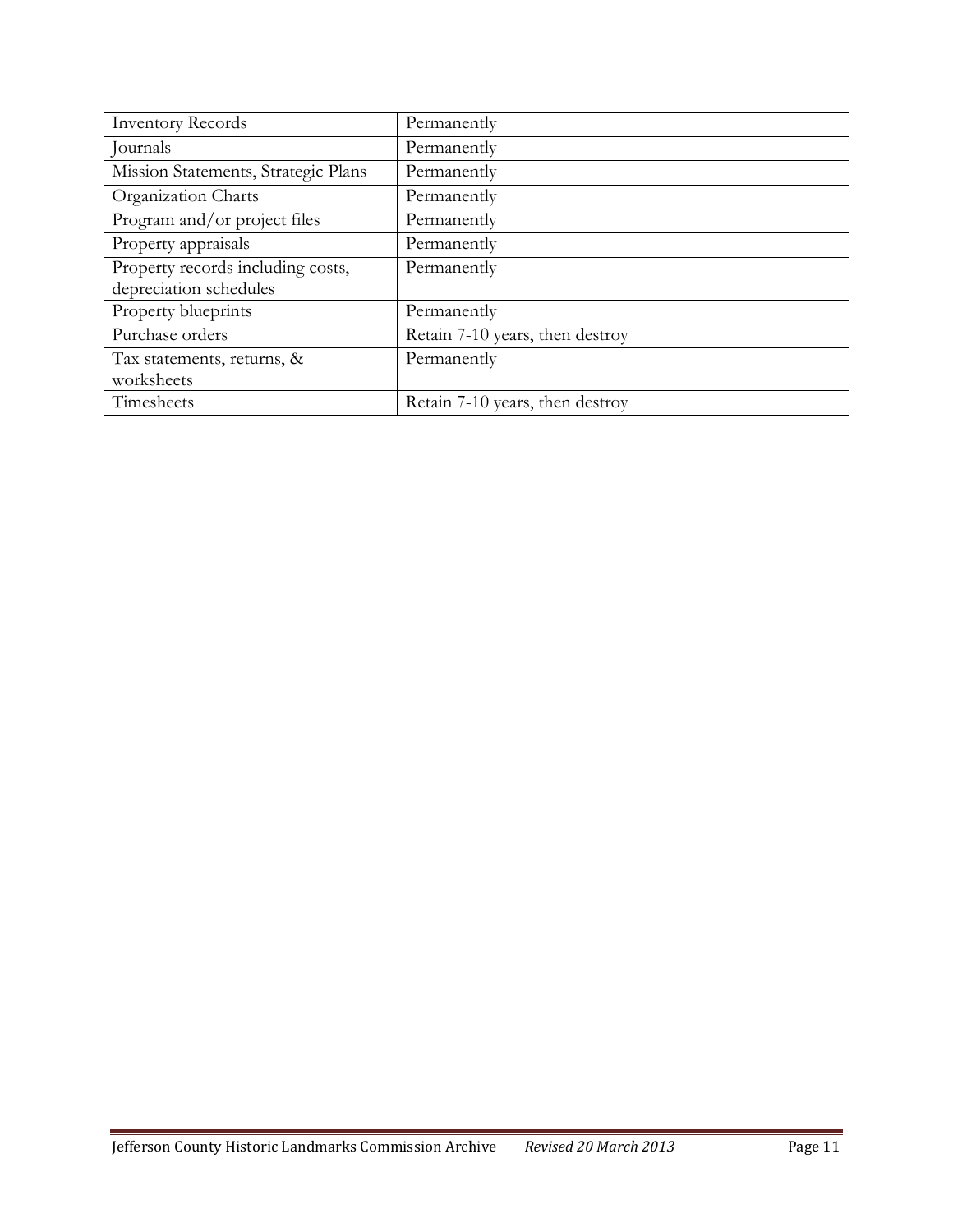| Inventory Records | Permanently |
|---|---|
| Journals | Permanently |
| Mission Statements, Strategic Plans | Permanently |
| Organization Charts | Permanently |
| Program and/or project files | Permanently |
| Property appraisals | Permanently |
| Property records including costs, depreciation schedules | Permanently |
| Property blueprints | Permanently |
| Purchase orders | Retain 7-10 years, then destroy |
| Tax statements, returns, & worksheets | Permanently |
| Timesheets | Retain 7-10 years, then destroy |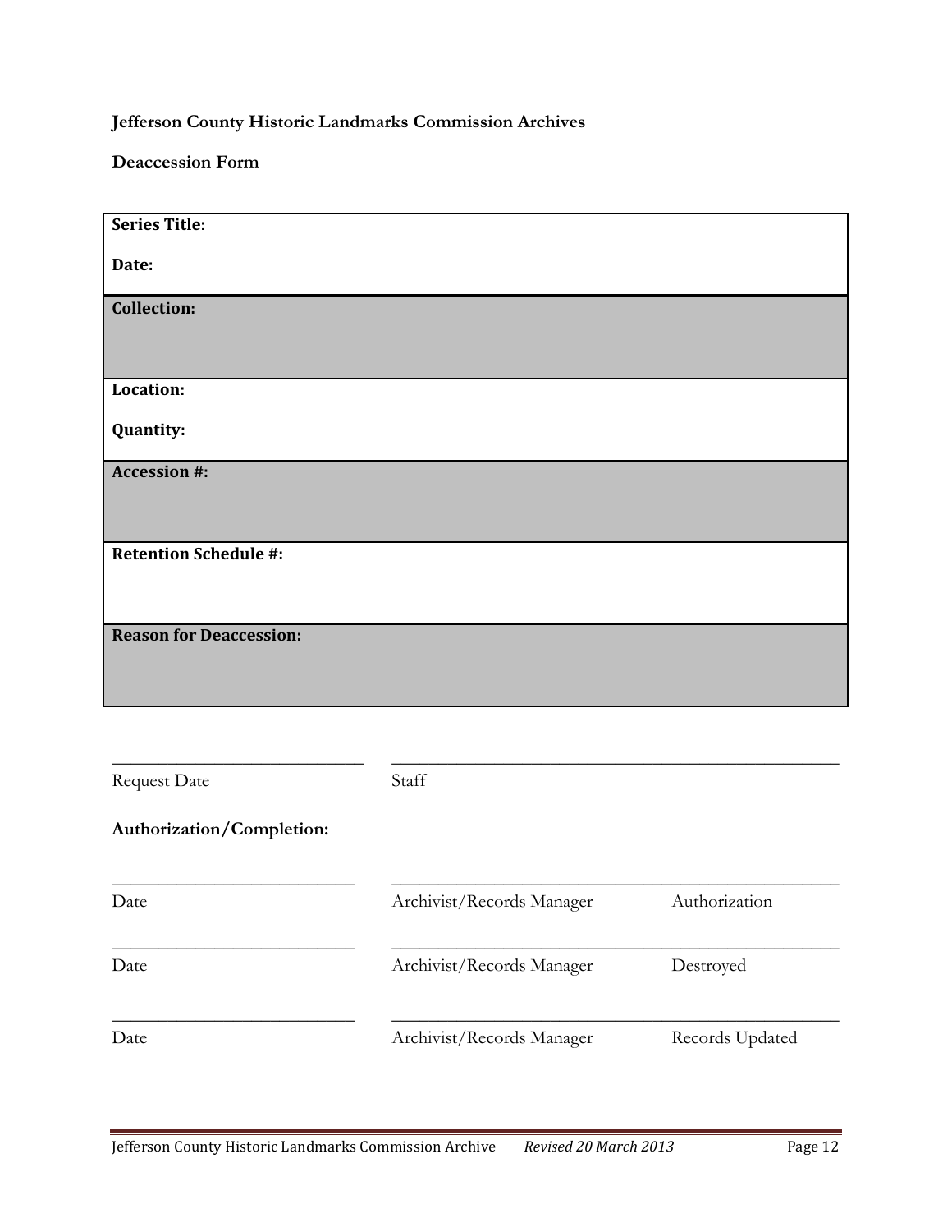**Jefferson County Historic Landmarks Commission Archives**

**Deaccession Form**

| **Series Title:**<br><br>**Date:** |
|---|
| **Collection:** |
| **Location:**<br><br>**Quantity:** |
| **Accession #:** |
| **Retention Schedule #:** |
| **Reason for Deaccession:** |

____________________________ ____________________________________________

Request Date Staff

**Authorization/Completion:**

____________________________ ____________________________________________

Date Archivist/Records Manager Authorization

____________________________ ____________________________________________

Date Archivist/Records Manager Destroyed

____________________________ ____________________________________________

Date Archivist/Records Manager Records Updated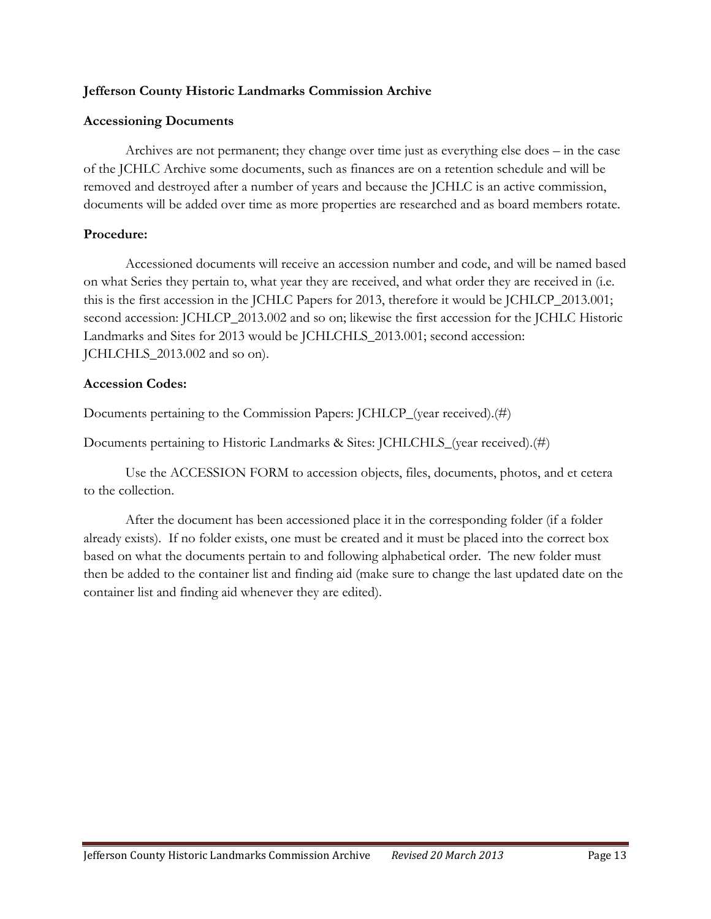**Jefferson County Historic Landmarks Commission Archive**

**Accessioning Documents**

Archives are not permanent; they change over time just as everything else does – in the case of the JCHLC Archive some documents, such as finances are on a retention schedule and will be removed and destroyed after a number of years and because the JCHLC is an active commission, documents will be added over time as more properties are researched and as board members rotate.

**Procedure:**

Accessioned documents will receive an accession number and code, and will be named based on what Series they pertain to, what year they are received, and what order they are received in (i.e. this is the first accession in the JCHLC Papers for 2013, therefore it would be JCHLCP_2013.001; second accession: JCHLCP_2013.002 and so on; likewise the first accession for the JCHLC Historic Landmarks and Sites for 2013 would be JCHLCHLS_2013.001; second accession: JCHLCHLS_2013.002 and so on).

**Accession Codes:**

Documents pertaining to the Commission Papers: JCHLCP_(year received).(#)

Documents pertaining to Historic Landmarks & Sites: JCHLCHLS_(year received).(#)

Use the ACCESSION FORM to accession objects, files, documents, photos, and et cetera to the collection.

After the document has been accessioned place it in the corresponding folder (if a folder already exists). If no folder exists, one must be created and it must be placed into the correct box based on what the documents pertain to and following alphabetical order. The new folder must then be added to the container list and finding aid (make sure to change the last updated date on the container list and finding aid whenever they are edited).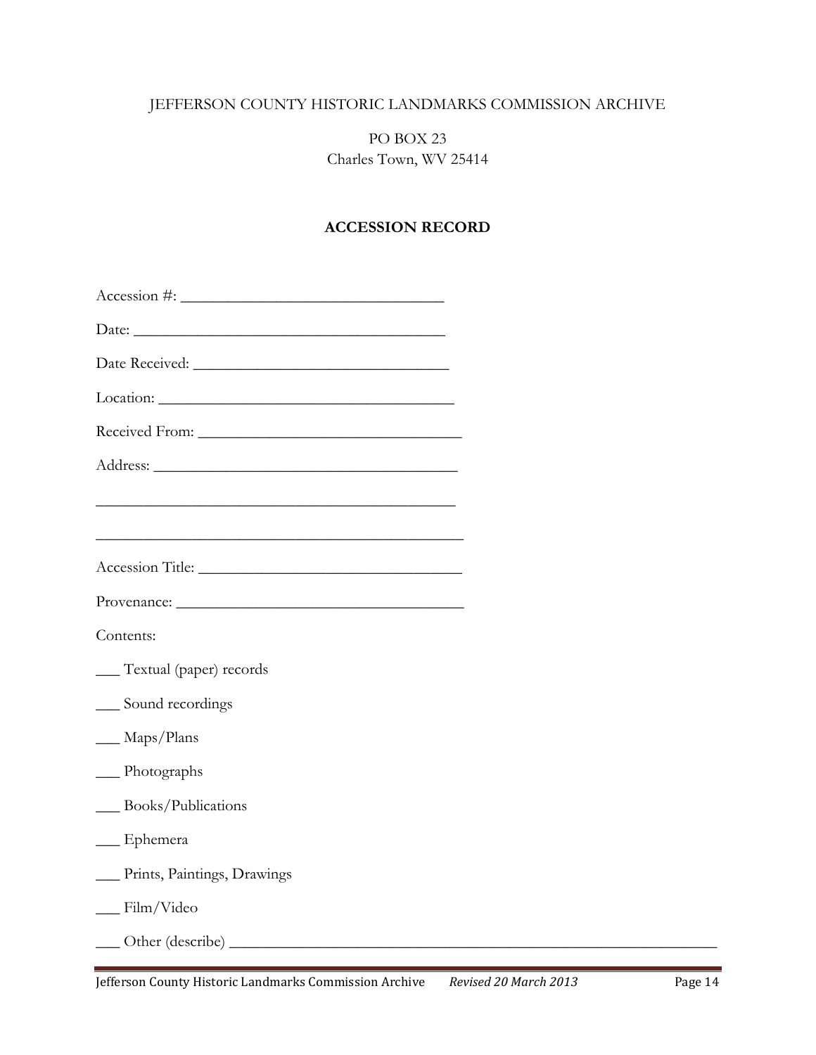JEFFERSON COUNTY HISTORIC LANDMARKS COMMISSION ARCHIVE

PO BOX 23
Charles Town, WV 25414

**ACCESSION RECORD**

Accession #: _________________________________

Date: _______________________________________

Date Received: ________________________________

Location: ____________________________________

Received From: ________________________________

Address: _____________________________________

______________________________________________

______________________________________________

Accession Title: ________________________________

Provenance: ___________________________________

Contents:

___ Textual (paper) records

___ Sound recordings

___ Maps/Plans

___ Photographs

___ Books/Publications

___ Ephemera

___ Prints, Paintings, Drawings

___ Film/Video

___ Other (describe) _____________________________________________________________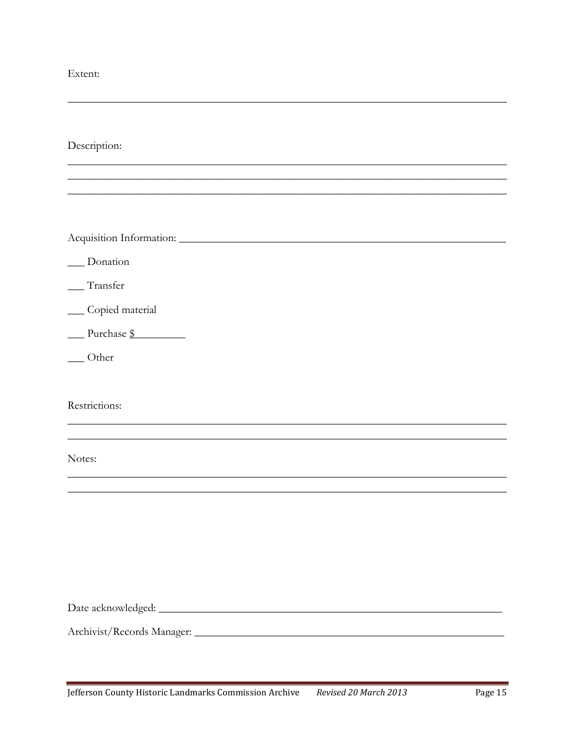Extent:

___________________________________________________________________________

Description:

___________________________________________________________________________
___________________________________________________________________________
___________________________________________________________________________

Acquisition Information: ________________________________________________

___ Donation

___ Transfer

___ Copied material

___ Purchase $_________

___ Other

Restrictions:

___________________________________________________________________________
___________________________________________________________________________

Notes:

___________________________________________________________________________
___________________________________________________________________________

Date acknowledged: _____________________________________________________

Archivist/Records Manager: _______________________________________________